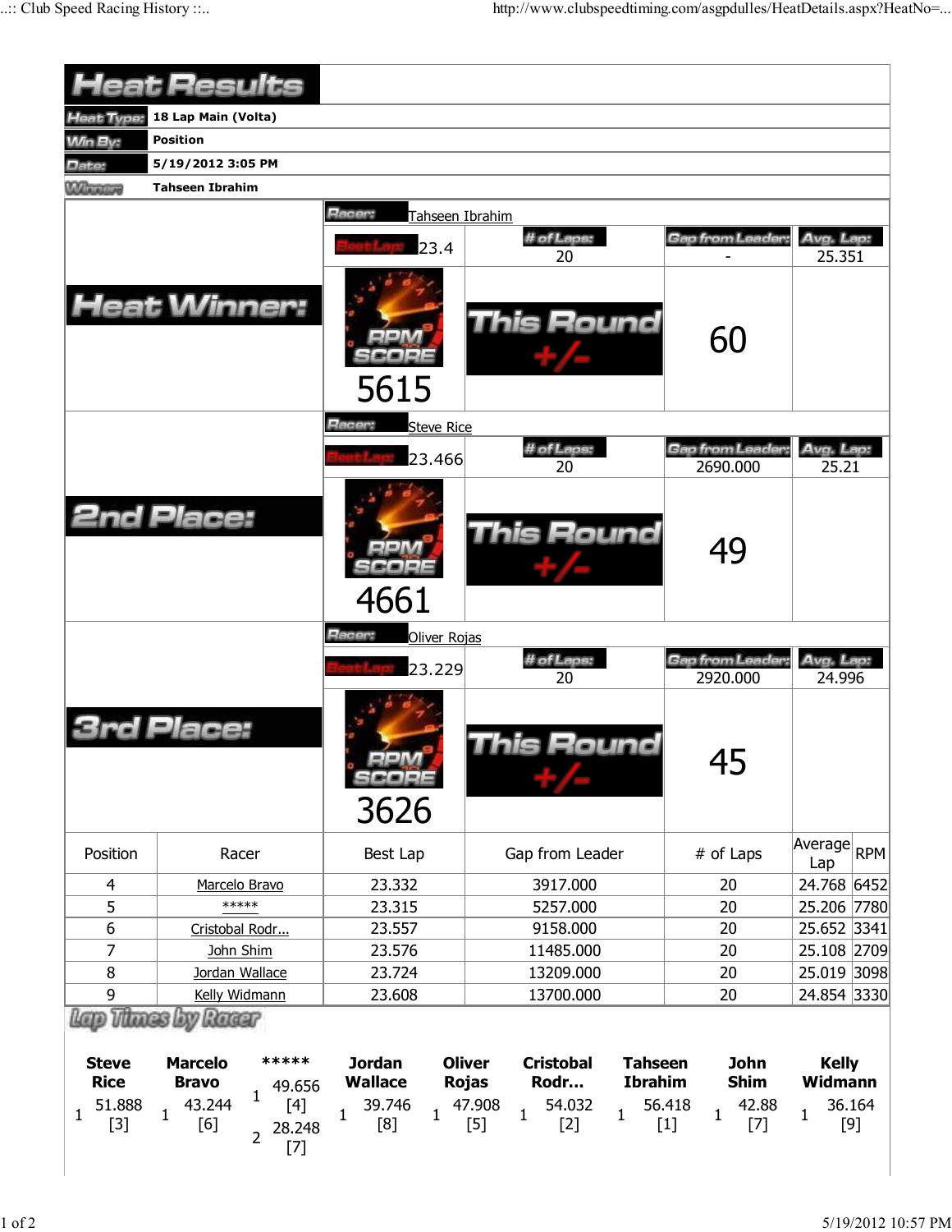# Heat Results

| | |
|---|---|
| Heat Type: | 18 Lap Main (Volta) |
| Win By: | Position |
| Date: | 5/19/2012 3:05 PM |
| Winner: | Tahseen Ibrahim |

## Heat Winner:

Racer: Tahseen Ibrahim

| Best Lap: | # of Laps: | Gap from Leader: | Avg. Lap: |
|---|---|---|---|
| 23.4 | 20 | - | 25.351 |

RPM SCORE: 5615

This Round +/-: 60

## 2nd Place:

Racer: Steve Rice

| Best Lap: | # of Laps: | Gap from Leader: | Avg. Lap: |
|---|---|---|---|
| 23.466 | 20 | 2690.000 | 25.21 |

RPM SCORE: 4661

This Round +/-: 49

## 3rd Place:

Racer: Oliver Rojas

| Best Lap: | # of Laps: | Gap from Leader: | Avg. Lap: |
|---|---|---|---|
| 23.229 | 20 | 2920.000 | 24.996 |

RPM SCORE: 3626

This Round +/-: 45

| Position | Racer | Best Lap | Gap from Leader | # of Laps | Average Lap | RPM |
|---|---|---|---|---|---|---|
| 4 | Marcelo Bravo | 23.332 | 3917.000 | 20 | 24.768 | 6452 |
| 5 | ***** | 23.315 | 5257.000 | 20 | 25.206 | 7780 |
| 6 | Cristobal Rodr... | 23.557 | 9158.000 | 20 | 25.652 | 3341 |
| 7 | John Shim | 23.576 | 11485.000 | 20 | 25.108 | 2709 |
| 8 | Jordan Wallace | 23.724 | 13209.000 | 20 | 25.019 | 3098 |
| 9 | Kelly Widmann | 23.608 | 13700.000 | 20 | 24.854 | 3330 |

## Lap Times by Racer

| Steve Rice | Marcelo Bravo | ***** | Jordan Wallace | Oliver Rojas | Cristobal Rodr... | Tahseen Ibrahim | John Shim | Kelly Widmann |
|---|---|---|---|---|---|---|---|---|
| 1 51.888 [3] | 1 43.244 [6] | 1 49.656 [4] | 1 39.746 [8] | 1 47.908 [5] | 1 54.032 [2] | 1 56.418 [1] | 1 42.88 [7] | 1 36.164 [9] |
| | | 2 28.248 [7] | | | | | | |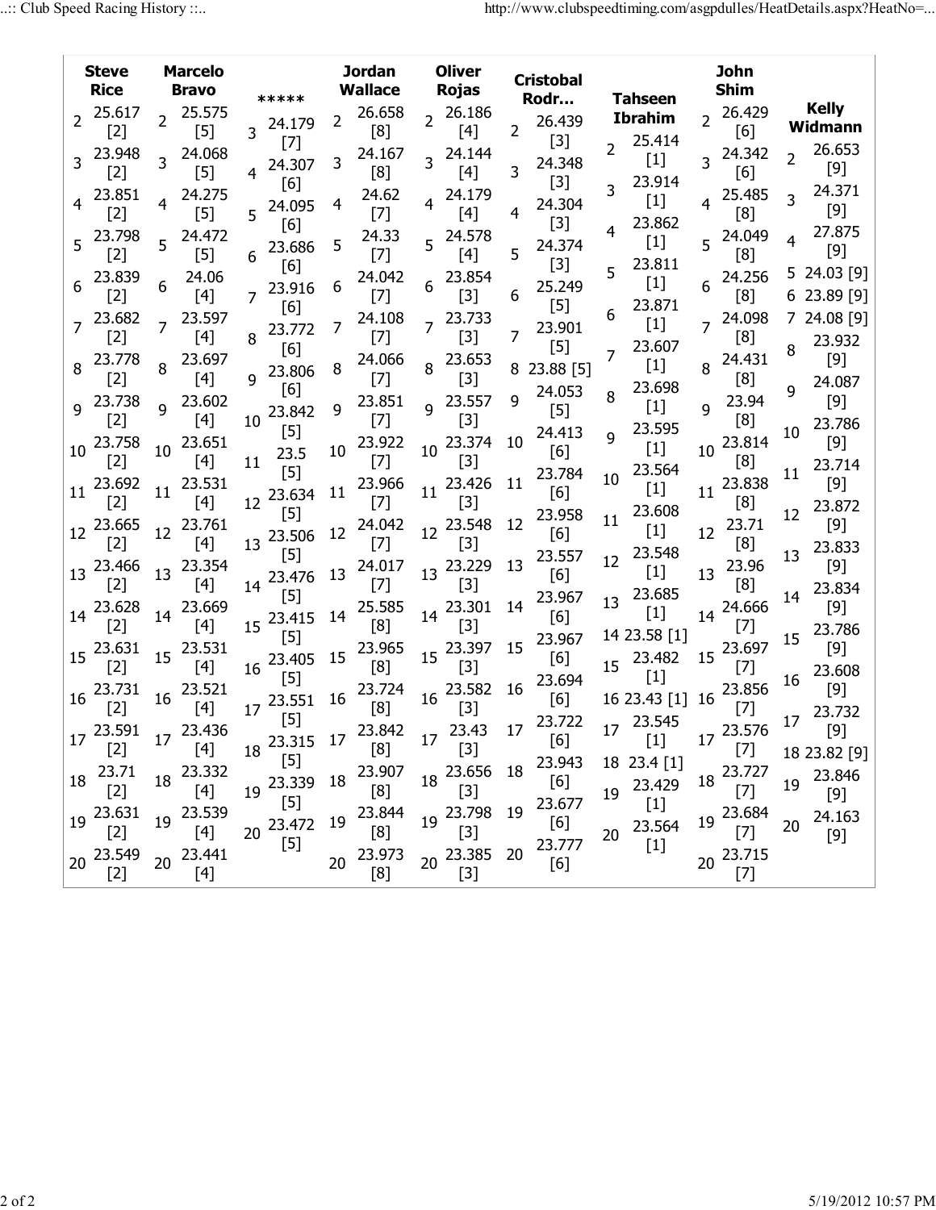| Lap | Steve Rice | Marcelo Bravo | ***** | Jordan Wallace | Oliver Rojas | Cristobal Rodr... | Tahseen Ibrahim | John Shim | Kelly Widmann |
|---|---|---|---|---|---|---|---|---|---|
| 2 | 25.617 [2] | 25.575 [5] | | 26.658 [8] | 26.186 [4] | 26.439 [3] | 25.414 [1] | 26.429 [6] | 26.653 [9] |
| 3 | 23.948 [2] | 24.068 [5] | 24.179 [7] | 24.167 [8] | 24.144 [4] | 24.348 [3] | 23.914 [1] | 24.342 [6] | 24.371 [9] |
| 4 | 23.851 [2] | 24.275 [5] | 24.307 [6] | 24.62 [7] | 24.179 [4] | 24.304 [3] | 23.862 [1] | 25.485 [8] | 27.875 [9] |
| 5 | 23.798 [2] | 24.472 [5] | 24.095 [6] | 24.33 [7] | 24.578 [4] | 24.374 [3] | 23.811 [1] | 24.049 [8] | 24.03 [9] |
| 6 | 23.839 [2] | 24.06 [4] | 23.686 [6] | 24.042 [7] | 23.854 [3] | 25.249 [5] | 23.871 [1] | 24.256 [8] | 23.89 [9] |
| 7 | 23.682 [2] | 23.597 [4] | 23.916 [6] | 24.108 [7] | 23.733 [3] | 23.901 [5] | 23.607 [1] | 24.098 [8] | 24.08 [9] |
| 8 | 23.778 [2] | 23.697 [4] | 23.772 [6] | 24.066 [7] | 23.653 [3] | 23.88 [5] | 23.698 [1] | 24.431 [8] | 23.932 [9] |
| 9 | 23.738 [2] | 23.602 [4] | 23.806 [6] | 23.851 [7] | 23.557 [3] | 24.053 [5] | 23.595 [1] | 23.94 [8] | 24.087 [9] |
| 10 | 23.758 [2] | 23.651 [4] | 23.842 [5] | 23.922 [7] | 23.374 [3] | 24.413 [6] | 23.564 [1] | 23.814 [8] | 23.786 [9] |
| 11 | 23.692 [2] | 23.531 [4] | 23.5 [5] | 23.966 [7] | 23.426 [3] | 23.784 [6] | 23.608 [1] | 23.838 [8] | 23.714 [9] |
| 12 | 23.665 [2] | 23.761 [4] | 23.634 [5] | 24.042 [7] | 23.548 [3] | 23.958 [6] | 23.548 [1] | 23.71 [8] | 23.872 [9] |
| 13 | 23.466 [2] | 23.354 [4] | 23.506 [5] | 24.017 [7] | 23.229 [3] | 23.557 [6] | 23.685 [1] | 23.96 [8] | 23.833 [9] |
| 14 | 23.628 [2] | 23.669 [4] | 23.476 [5] | 25.585 [8] | 23.301 [3] | 23.967 [6] | 23.58 [1] | 24.666 [7] | 23.834 [9] |
| 15 | 23.631 [2] | 23.531 [4] | 23.415 [5] | 23.965 [8] | 23.397 [3] | 23.967 [6] | 23.482 [1] | 23.697 [7] | 23.786 [9] |
| 16 | 23.731 [2] | 23.521 [4] | 23.405 [5] | 23.724 [8] | 23.582 [3] | 23.694 [6] | 23.43 [1] | 23.856 [7] | 23.608 [9] |
| 17 | 23.591 [2] | 23.436 [4] | 23.551 [5] | 23.842 [8] | 23.43 [3] | 23.722 [6] | 23.545 [1] | 23.576 [7] | 23.732 [9] |
| 18 | 23.71 [2] | 23.332 [4] | 23.315 [5] | 23.907 [8] | 23.656 [3] | 23.943 [6] | 23.4 [1] | 23.727 [7] | 23.82 [9] |
| 19 | 23.631 [2] | 23.539 [4] | 23.339 [5] | 23.844 [8] | 23.798 [3] | 23.677 [6] | 23.429 [1] | 23.684 [7] | 23.846 [9] |
| 20 | 23.549 [2] | 23.441 [4] | 23.472 [5] | 23.973 [8] | 23.385 [3] | 23.777 [6] | 23.564 [1] | 23.715 [7] | 24.163 [9] |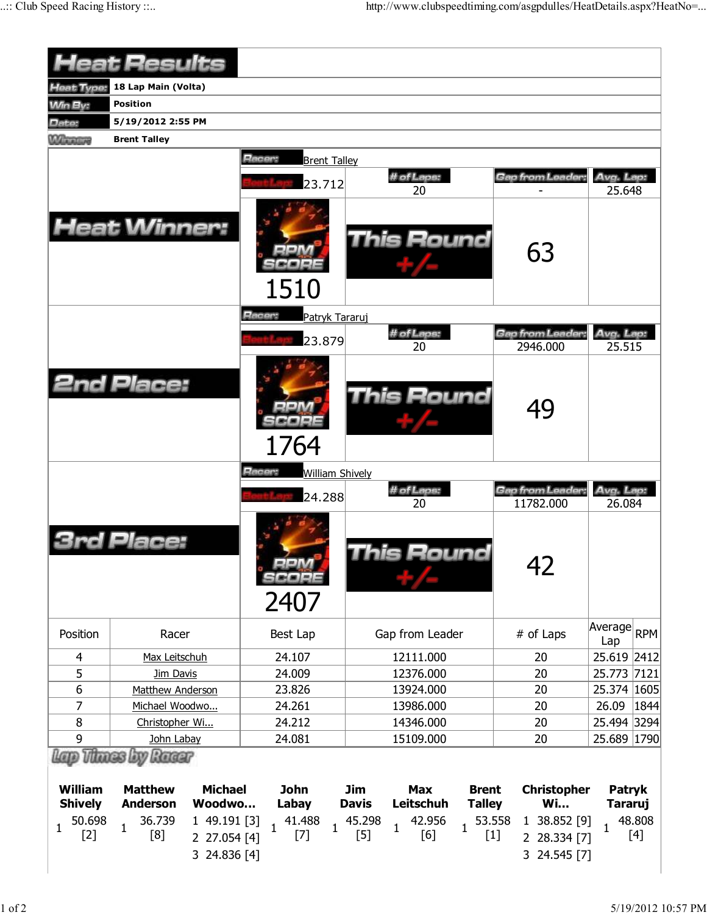# Heat Results

| | |
|---|---|
| Heat Type: | 18 Lap Main (Volta) |
| Win By: | Position |
| Date: | 5/19/2012 2:55 PM |
| Winner: | Brent Talley |

## Heat Winner:

Racer: Brent Talley

| Best Lap | # of Laps | Gap from Leader | Avg. Lap |
|---|---|---|---|
| 23.712 | 20 | - | 25.648 |

RPM SCORE: 1510

This Round +/-: 63

## 2nd Place:

Racer: Patryk Tararuj

| Best Lap | # of Laps | Gap from Leader | Avg. Lap |
|---|---|---|---|
| 23.879 | 20 | 2946.000 | 25.515 |

RPM SCORE: 1764

This Round +/-: 49

## 3rd Place:

Racer: William Shively

| Best Lap | # of Laps | Gap from Leader | Avg. Lap |
|---|---|---|---|
| 24.288 | 20 | 11782.000 | 26.084 |

RPM SCORE: 2407

This Round +/-: 42

| Position | Racer | Best Lap | Gap from Leader | # of Laps | Average Lap | RPM |
|---|---|---|---|---|---|---|
| 4 | Max Leitschuh | 24.107 | 12111.000 | 20 | 25.619 | 2412 |
| 5 | Jim Davis | 24.009 | 12376.000 | 20 | 25.773 | 7121 |
| 6 | Matthew Anderson | 23.826 | 13924.000 | 20 | 25.374 | 1605 |
| 7 | Michael Woodwo... | 24.261 | 13986.000 | 20 | 26.09 | 1844 |
| 8 | Christopher Wi... | 24.212 | 14346.000 | 20 | 25.494 | 3294 |
| 9 | John Labay | 24.081 | 15109.000 | 20 | 25.689 | 1790 |

## Lap Times by Racer

| William Shively | Matthew Anderson | Michael Woodwo... | John Labay | Jim Davis | Max Leitschuh | Brent Talley | Christopher Wi... | Patryk Tararuj |
|---|---|---|---|---|---|---|---|---|
| 1 50.698 [2] | 1 36.739 [8] | 1 49.191 [3] | 1 41.488 [7] | 1 45.298 [5] | 1 42.956 [6] | 1 53.558 [1] | 1 38.852 [9] | 1 48.808 [4] |
| | | 2 27.054 [4] | | | | | 2 28.334 [7] | |
| | | 3 24.836 [4] | | | | | 3 24.545 [7] | |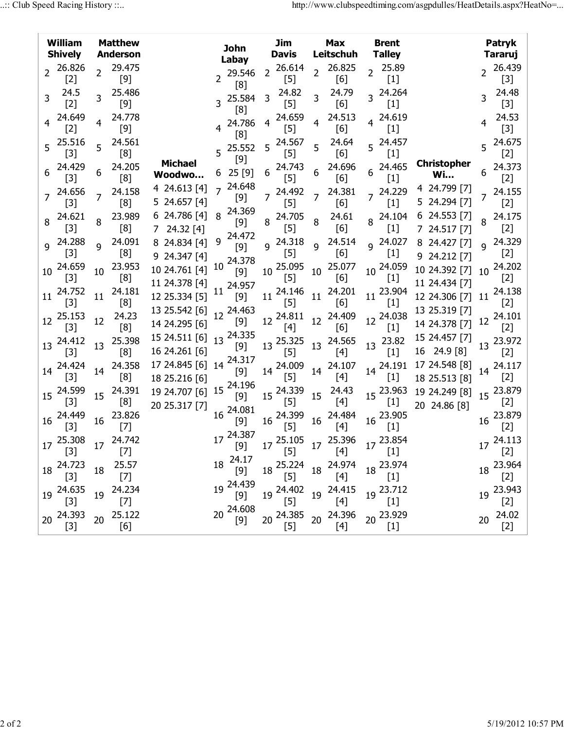| Lap | William Shively | Matthew Anderson | Michael Woodwo... | John Labay | Jim Davis | Max Leitschuh | Brent Talley | Christopher Wi... | Patryk Tararuj |
|---|---|---|---|---|---|---|---|---|---|
| 2 | 26.826 [2] | 29.475 [9] | | 29.546 [8] | 26.614 [5] | 26.825 [6] | 25.89 [1] | | 26.439 [3] |
| 3 | 24.5 [2] | 25.486 [9] | | 25.584 [8] | 24.82 [5] | 24.79 [6] | 24.264 [1] | | 24.48 [3] |
| 4 | 24.649 [2] | 24.778 [9] | 24.613 [4] | 24.786 [8] | 24.659 [5] | 24.513 [6] | 24.619 [1] | 24.799 [7] | 24.53 [3] |
| 5 | 25.516 [3] | 24.561 [8] | 24.657 [4] | 25.552 [9] | 24.567 [5] | 24.64 [6] | 24.457 [1] | 24.294 [7] | 24.675 [2] |
| 6 | 24.429 [3] | 24.205 [8] | 24.786 [4] | 25 [9] | 24.743 [5] | 24.696 [6] | 24.465 [1] | 24.553 [7] | 24.373 [2] |
| 7 | 24.656 [3] | 24.158 [8] | 24.32 [4] | 24.648 [9] | 24.492 [5] | 24.381 [6] | 24.229 [1] | 24.517 [7] | 24.155 [2] |
| 8 | 24.621 [3] | 23.989 [8] | 24.834 [4] | 24.369 [9] | 24.705 [5] | 24.61 [6] | 24.104 [1] | 24.427 [7] | 24.175 [2] |
| 9 | 24.288 [3] | 24.091 [8] | 24.347 [4] | 24.472 [9] | 24.318 [5] | 24.514 [6] | 24.027 [1] | 24.212 [7] | 24.329 [2] |
| 10 | 24.659 [3] | 23.953 [8] | 24.761 [4] | 24.378 [9] | 25.095 [5] | 25.077 [6] | 24.059 [1] | 24.392 [7] | 24.202 [2] |
| 11 | 24.752 [3] | 24.181 [8] | 24.378 [4] | 24.957 [9] | 24.146 [5] | 24.201 [6] | 23.904 [1] | 24.434 [7] | 24.138 [2] |
| 12 | 25.153 [3] | 24.23 [8] | 25.334 [5] | 24.463 [9] | 24.811 [4] | 24.409 [6] | 24.038 [1] | 24.306 [7] | 24.101 [2] |
| 13 | 24.412 [3] | 25.398 [8] | 25.542 [6] | 24.335 [9] | 25.325 [5] | 24.565 [4] | 23.82 [1] | 25.319 [7] | 23.972 [2] |
| 14 | 24.424 [3] | 24.358 [8] | 24.295 [6] | 24.317 [9] | 24.009 [5] | 24.107 [4] | 24.191 [1] | 24.378 [7] | 24.117 [2] |
| 15 | 24.599 [3] | 24.391 [8] | 24.511 [6] | 24.196 [9] | 24.339 [5] | 24.43 [4] | 23.963 [1] | 24.457 [7] | 23.879 [2] |
| 16 | 24.449 [3] | 23.826 [7] | 24.261 [6] | 24.081 [9] | 24.399 [5] | 24.484 [4] | 23.905 [1] | 24.9 [8] | 23.879 [2] |
| 17 | 25.308 [3] | 24.742 [7] | 24.845 [6] | 24.387 [9] | 25.105 [5] | 25.396 [4] | 23.854 [1] | 24.548 [8] | 24.113 [2] |
| 18 | 24.723 [3] | 25.57 [7] | 25.216 [6] | 24.17 [9] | 25.224 [5] | 24.974 [4] | 23.974 [1] | 25.513 [8] | 23.964 [2] |
| 19 | 24.635 [3] | 24.234 [7] | 24.707 [6] | 24.439 [9] | 24.402 [5] | 24.415 [4] | 23.712 [1] | 24.249 [8] | 23.943 [2] |
| 20 | 24.393 [3] | 25.122 [6] | 25.317 [7] | 24.608 [9] | 24.385 [5] | 24.396 [4] | 23.929 [1] | 24.86 [8] | 24.02 [2] |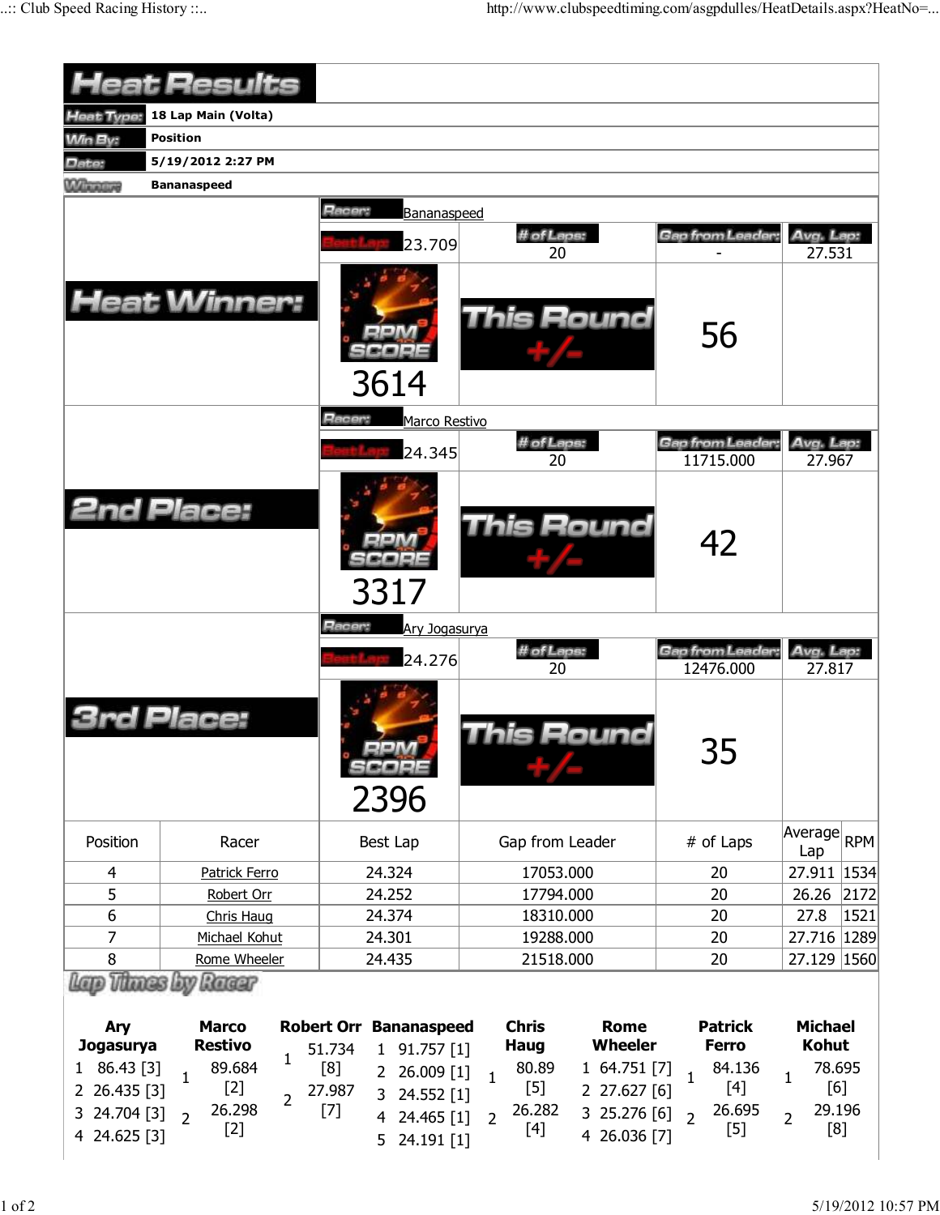# Heat Results

| | |
|---|---|
| Heat Type: | 18 Lap Main (Volta) |
| Win By: | Position |
| Date: | 5/19/2012 2:27 PM |
| Winner: | Bananaspeed |

## Heat Winner:

Racer: Bananaspeed

| Best Lap | # of Laps | Gap from Leader | Avg. Lap |
|---|---|---|---|
| 23.709 | 20 | - | 27.531 |

RPM SCORE: 3614

This Round +/-: 56

## 2nd Place:

Racer: Marco Restivo

| Best Lap | # of Laps | Gap from Leader | Avg. Lap |
|---|---|---|---|
| 24.345 | 20 | 11715.000 | 27.967 |

RPM SCORE: 3317

This Round +/-: 42

## 3rd Place:

Racer: Ary Jogasurya

| Best Lap | # of Laps | Gap from Leader | Avg. Lap |
|---|---|---|---|
| 24.276 | 20 | 12476.000 | 27.817 |

RPM SCORE: 2396

This Round +/-: 35

| Position | Racer | Best Lap | Gap from Leader | # of Laps | Average Lap | RPM |
|---|---|---|---|---|---|---|
| 4 | Patrick Ferro | 24.324 | 17053.000 | 20 | 27.911 | 1534 |
| 5 | Robert Orr | 24.252 | 17794.000 | 20 | 26.26 | 2172 |
| 6 | Chris Haug | 24.374 | 18310.000 | 20 | 27.8 | 1521 |
| 7 | Michael Kohut | 24.301 | 19288.000 | 20 | 27.716 | 1289 |
| 8 | Rome Wheeler | 24.435 | 21518.000 | 20 | 27.129 | 1560 |

## Lap Times by Racer

| Ary Jogasurya | Marco Restivo | Robert Orr | Bananaspeed | Chris Haug | Rome Wheeler | Patrick Ferro | Michael Kohut |
|---|---|---|---|---|---|---|---|
| 1 86.43 [3] | 1 89.684 [2] | 1 51.734 [8] | 1 91.757 [1] | 1 80.89 [5] | 1 64.751 [7] | 1 84.136 [4] | 1 78.695 [6] |
| 2 26.435 [3] | 2 26.298 [2] | 2 27.987 [7] | 2 26.009 [1] | 2 26.282 [4] | 2 27.627 [6] | 2 26.695 [5] | 2 29.196 [8] |
| 3 24.704 [3] | | | 3 24.552 [1] | | 3 25.276 [6] | | |
| 4 24.625 [3] | | | 4 24.465 [1] | | 4 26.036 [7] | | |
| | | | 5 24.191 [1] | | | | |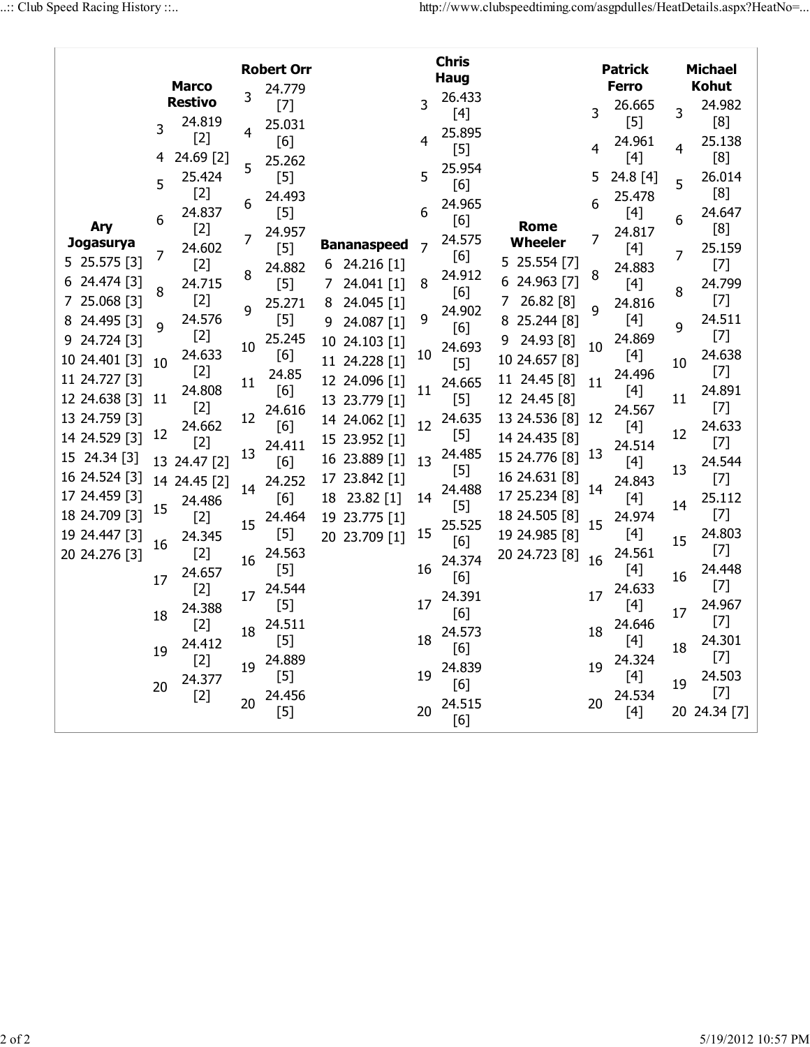| | Ary Jogasurya | Marco Restivo | Robert Orr | Bananaspeed | Chris Haug | Rome Wheeler | Patrick Ferro | Michael Kohut |
|---|---|---|---|---|---|---|---|---|
| 3 | | 24.819 [2] | 24.779 [7] | | 26.433 [4] | | 26.665 [5] | 24.982 [8] |
| 4 | | 24.69 [2] | 25.031 [6] | | 25.895 [5] | | 24.961 [4] | 25.138 [8] |
| 5 | 25.575 [3] | 25.424 [2] | 25.262 [5] | | 25.954 [6] | 25.554 [7] | 24.8 [4] | 26.014 [8] |
| 6 | 24.474 [3] | 24.837 [2] | 24.493 [5] | 24.216 [1] | 24.965 [6] | 24.963 [7] | 25.478 [4] | 24.647 [8] |
| 7 | 25.068 [3] | 24.602 [2] | 24.957 [5] | 24.041 [1] | 24.575 [6] | 26.82 [8] | 24.817 [4] | 25.159 [7] |
| 8 | 24.495 [3] | 24.715 [2] | 24.882 [5] | 24.045 [1] | 24.912 [6] | 25.244 [8] | 24.883 [4] | 24.799 [7] |
| 9 | 24.724 [3] | 24.576 [2] | 25.271 [5] | 24.087 [1] | 24.902 [6] | 24.93 [8] | 24.816 [4] | 24.511 [7] |
| 10 | 24.401 [3] | 24.633 [2] | 25.245 [6] | 24.103 [1] | 24.693 [5] | 24.657 [8] | 24.869 [4] | 24.638 [7] |
| 11 | 24.727 [3] | 24.808 [2] | 24.85 [6] | 24.228 [1] | 24.665 [5] | 24.45 [8] | 24.496 [4] | 24.891 [7] |
| 12 | 24.638 [3] | 24.662 [2] | 24.616 [6] | 24.096 [1] | 24.635 [5] | 24.45 [8] | 24.567 [4] | 24.633 [7] |
| 13 | 24.759 [3] | 24.47 [2] | 24.411 [6] | 23.779 [1] | 24.485 [5] | 24.536 [8] | 24.514 [4] | 24.544 [7] |
| 14 | 24.529 [3] | 24.45 [2] | 24.252 [6] | 24.062 [1] | 24.488 [5] | 24.435 [8] | 24.843 [4] | 25.112 [7] |
| 15 | 24.34 [3] | 24.486 [2] | 24.464 [5] | 23.952 [1] | 25.525 [6] | 24.776 [8] | 24.974 [4] | 24.803 [7] |
| 16 | 24.524 [3] | 24.345 [2] | 24.563 [5] | 23.889 [1] | 24.374 [6] | 24.631 [8] | 24.561 [4] | 24.448 [7] |
| 17 | 24.459 [3] | 24.657 [2] | 24.544 [5] | 23.842 [1] | 24.391 [6] | 25.234 [8] | 24.633 [4] | 24.967 [7] |
| 18 | 24.709 [3] | 24.388 [2] | 24.511 [5] | 23.82 [1] | 24.573 [6] | 24.505 [8] | 24.646 [4] | 24.301 [7] |
| 19 | 24.447 [3] | 24.412 [2] | 24.889 [5] | 23.775 [1] | 24.839 [6] | 24.985 [8] | 24.324 [4] | 24.503 [7] |
| 20 | 24.276 [3] | 24.377 [2] | 24.456 [5] | 23.709 [1] | 24.515 [6] | 24.723 [8] | 24.534 [4] | 24.34 [7] |